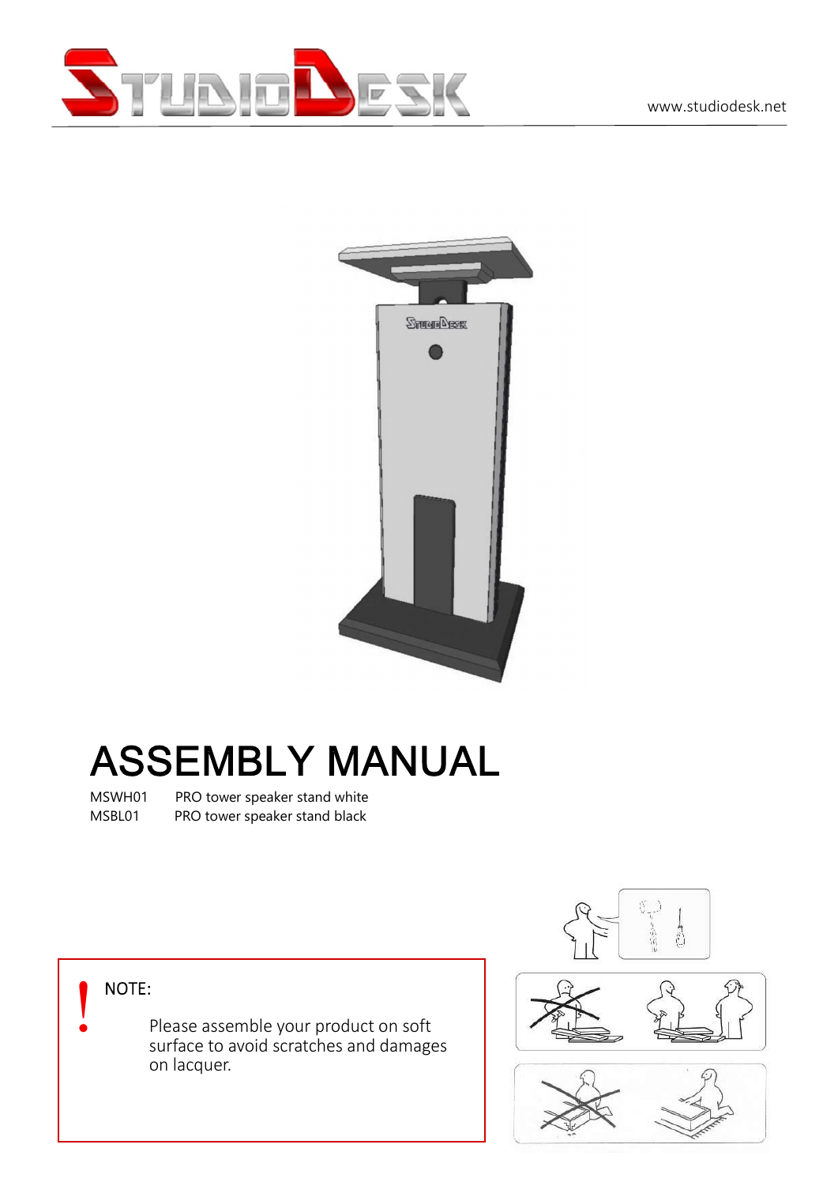STUDIODESK

www.studiodesk.net

# ASSEMBLY MANUAL

MSWH01 PRO tower speaker stand white
MSBL01 PRO tower speaker stand black

**!** NOTE:

Please assemble your product on soft surface to avoid scratches and damages on lacquer.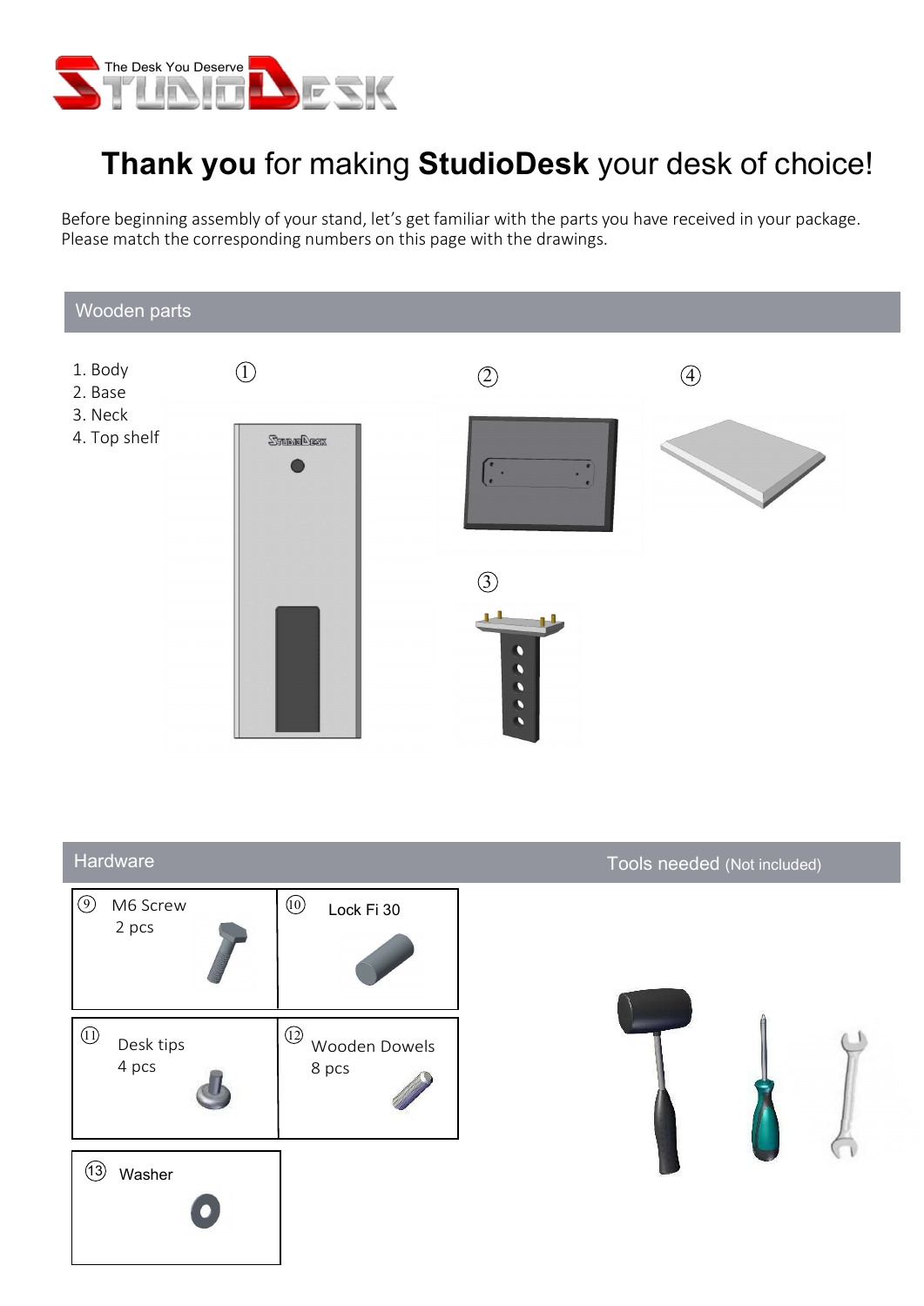# Thank you for making StudioDesk your desk of choice!

Before beginning assembly of your stand, let's get familiar with the parts you have received in your package. Please match the corresponding numbers on this page with the drawings.

## Wooden parts

1. Body
2. Base
3. Neck
4. Top shelf

## Hardware

| ⑨ M6 Screw 2 pcs | ⑩ Lock Fi 30 |
|---|---|
| ⑪ Desk tips 4 pcs | ⑫ Wooden Dowels 8 pcs |
| ⑬ Washer | |

## Tools needed (Not included)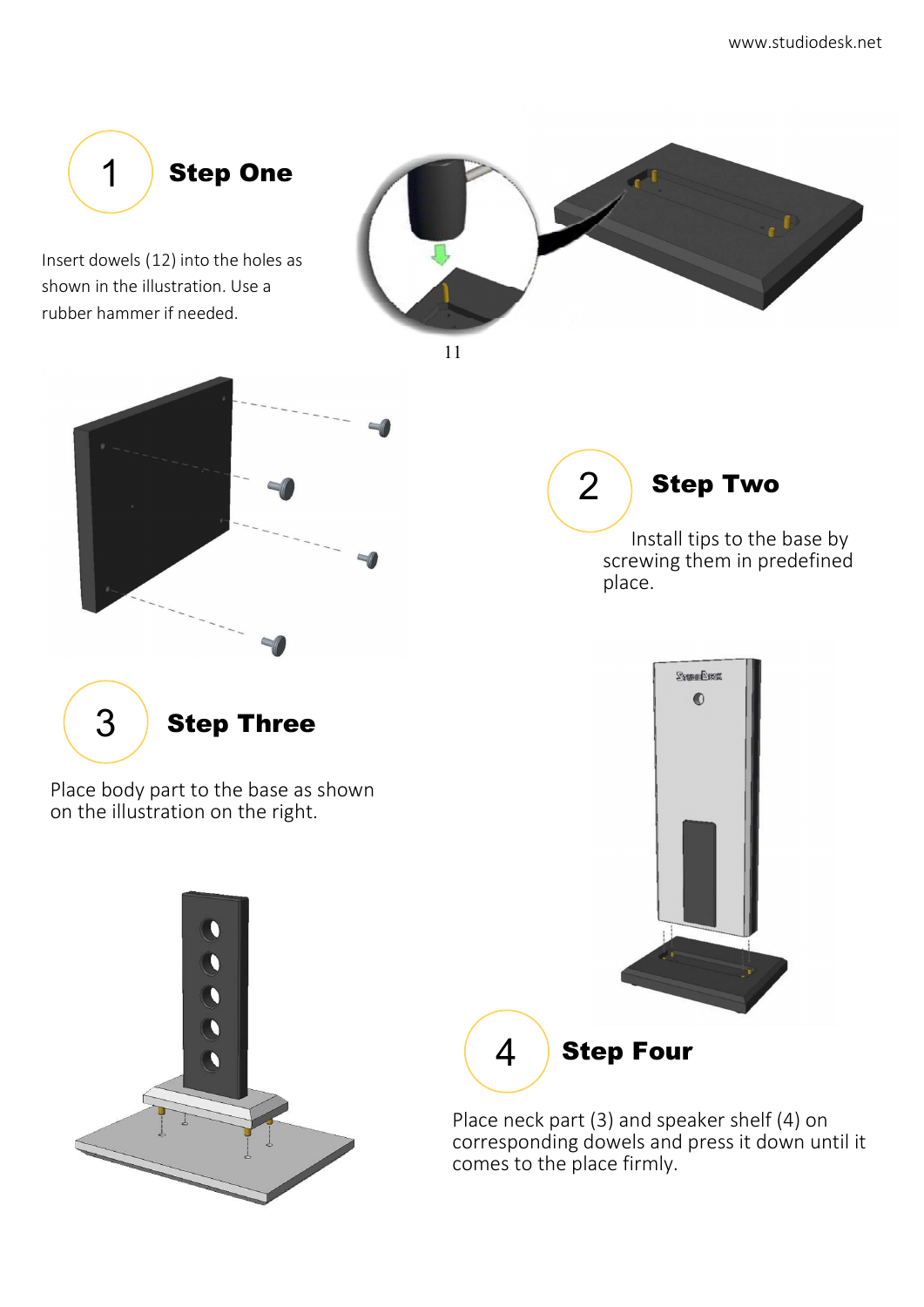## 1 Step One

Insert dowels (12) into the holes as shown in the illustration. Use a rubber hammer if needed.

11

## 2 Step Two

Install tips to the base by screwing them in predefined place.

## 3 Step Three

Place body part to the base as shown on the illustration on the right.

## 4 Step Four

Place neck part (3) and speaker shelf (4) on corresponding dowels and press it down until it comes to the place firmly.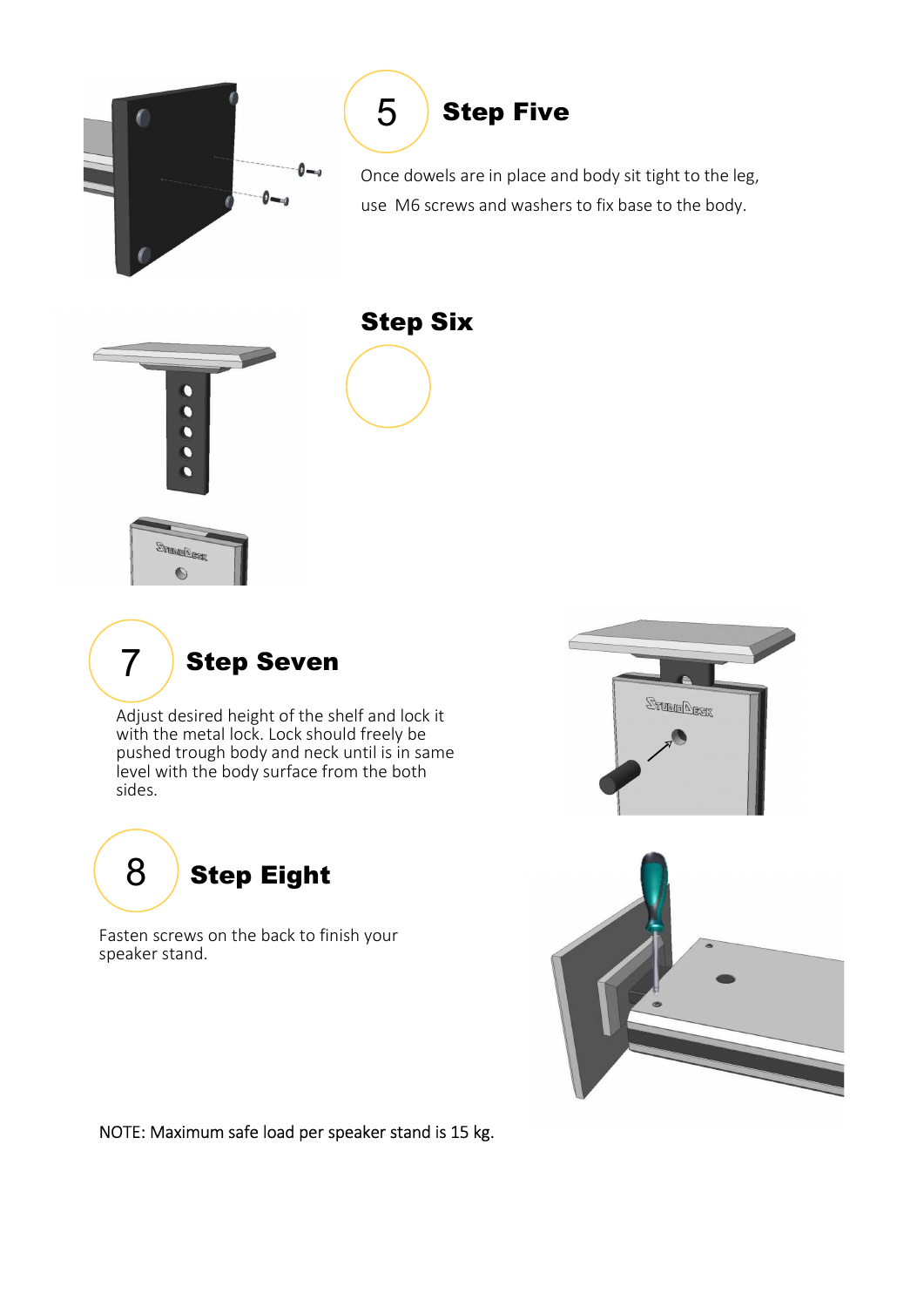## 5 Step Five

Once dowels are in place and body sit tight to the leg, use M6 screws and washers to fix base to the body.

## Step Six

## 7 Step Seven

Adjust desired height of the shelf and lock it with the metal lock. Lock should freely be pushed trough body and neck until is in same level with the body surface from the both sides.

## 8 Step Eight

Fasten screws on the back to finish your speaker stand.

NOTE: Maximum safe load per speaker stand is 15 kg.